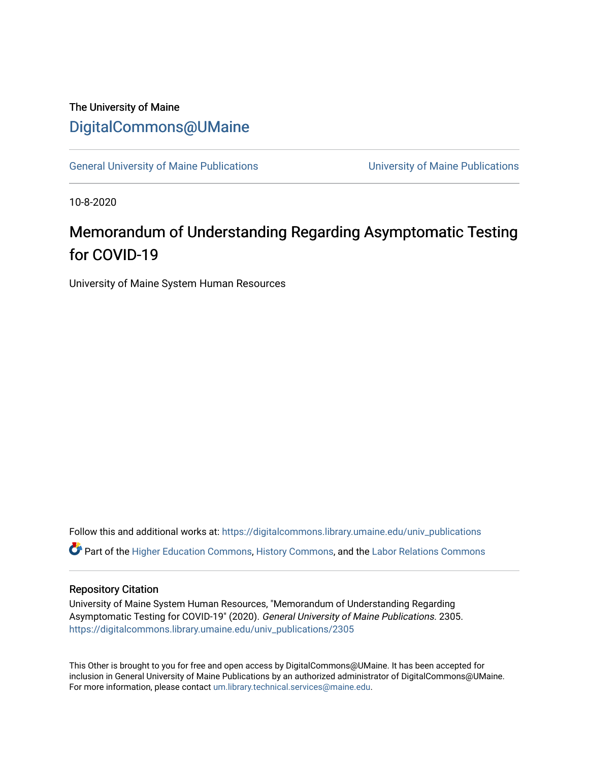The University of Maine

# DigitalCommons@UMaine

General University of Maine Publications | University of Maine Publications

10-8-2020

## Memorandum of Understanding Regarding Asymptomatic Testing for COVID-19

University of Maine System Human Resources

Follow this and additional works at: https://digitalcommons.library.umaine.edu/univ_publications

Part of the Higher Education Commons, History Commons, and the Labor Relations Commons

### Repository Citation

University of Maine System Human Resources, "Memorandum of Understanding Regarding Asymptomatic Testing for COVID-19" (2020). *General University of Maine Publications*. 2305.
https://digitalcommons.library.umaine.edu/univ_publications/2305

This Other is brought to you for free and open access by DigitalCommons@UMaine. It has been accepted for inclusion in General University of Maine Publications by an authorized administrator of DigitalCommons@UMaine. For more information, please contact um.library.technical.services@maine.edu.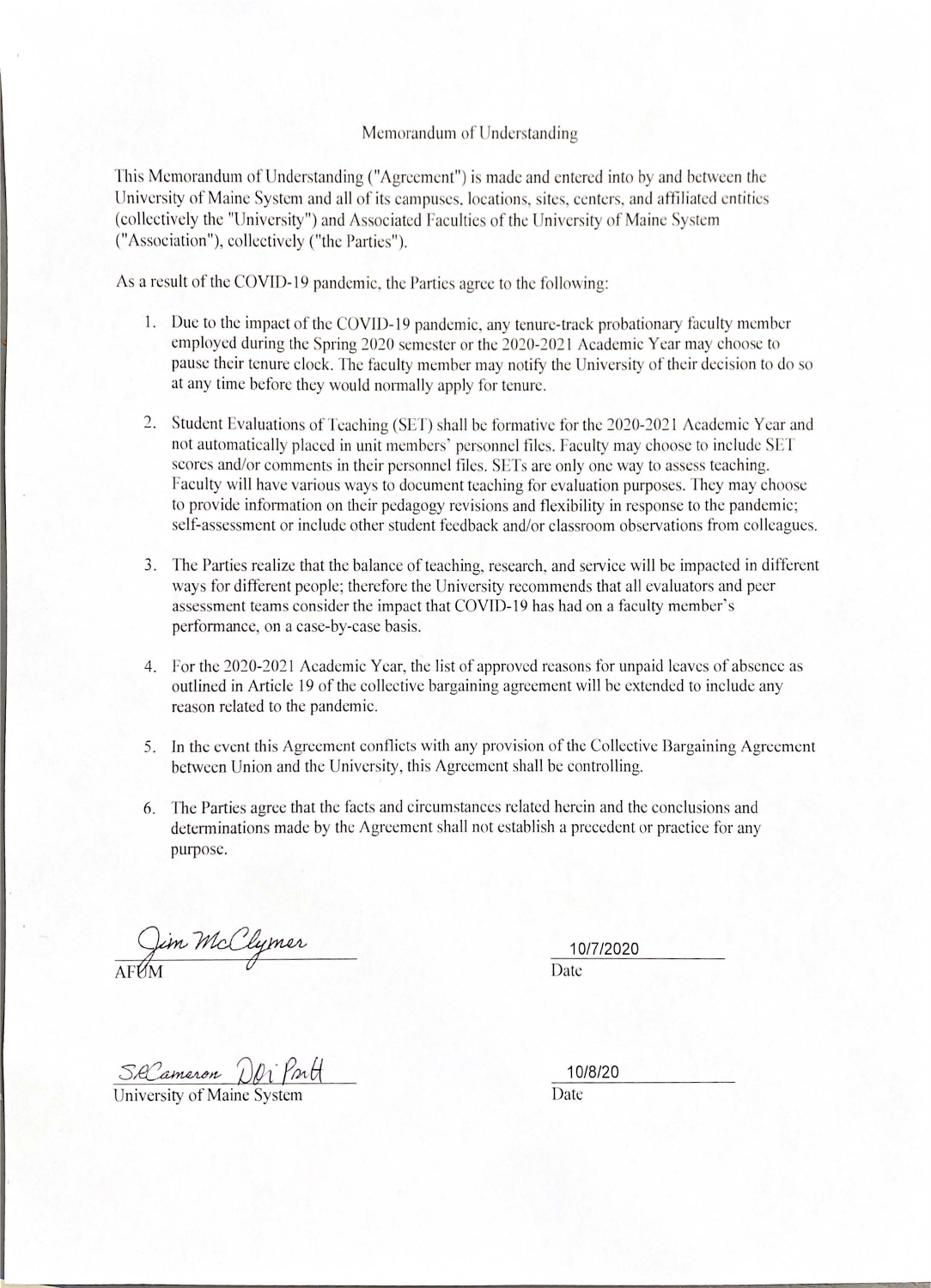# Memorandum of Understanding

This Memorandum of Understanding ("Agreement") is made and entered into by and between the University of Maine System and all of its campuses, locations, sites, centers, and affiliated entities (collectively the "University") and Associated Faculties of the University of Maine System ("Association"), collectively ("the Parties").

As a result of the COVID-19 pandemic, the Parties agree to the following:

1. Due to the impact of the COVID-19 pandemic, any tenure-track probationary faculty member employed during the Spring 2020 semester or the 2020-2021 Academic Year may choose to pause their tenure clock. The faculty member may notify the University of their decision to do so at any time before they would normally apply for tenure.

2. Student Evaluations of Teaching (SET) shall be formative for the 2020-2021 Academic Year and not automatically placed in unit members' personnel files. Faculty may choose to include SET scores and/or comments in their personnel files. SETs are only one way to assess teaching. Faculty will have various ways to document teaching for evaluation purposes. They may choose to provide information on their pedagogy revisions and flexibility in response to the pandemic; self-assessment or include other student feedback and/or classroom observations from colleagues.

3. The Parties realize that the balance of teaching, research, and service will be impacted in different ways for different people; therefore the University recommends that all evaluators and peer assessment teams consider the impact that COVID-19 has had on a faculty member's performance, on a case-by-case basis.

4. For the 2020-2021 Academic Year, the list of approved reasons for unpaid leaves of absence as outlined in Article 19 of the collective bargaining agreement will be extended to include any reason related to the pandemic.

5. In the event this Agreement conflicts with any provision of the Collective Bargaining Agreement between Union and the University, this Agreement shall be controlling.

6. The Parties agree that the facts and circumstances related herein and the conclusions and determinations made by the Agreement shall not establish a precedent or practice for any purpose.

Jim McClymer
AFUM

10/7/2020
Date

SRCameron DDi PmH
University of Maine System

10/8/20
Date